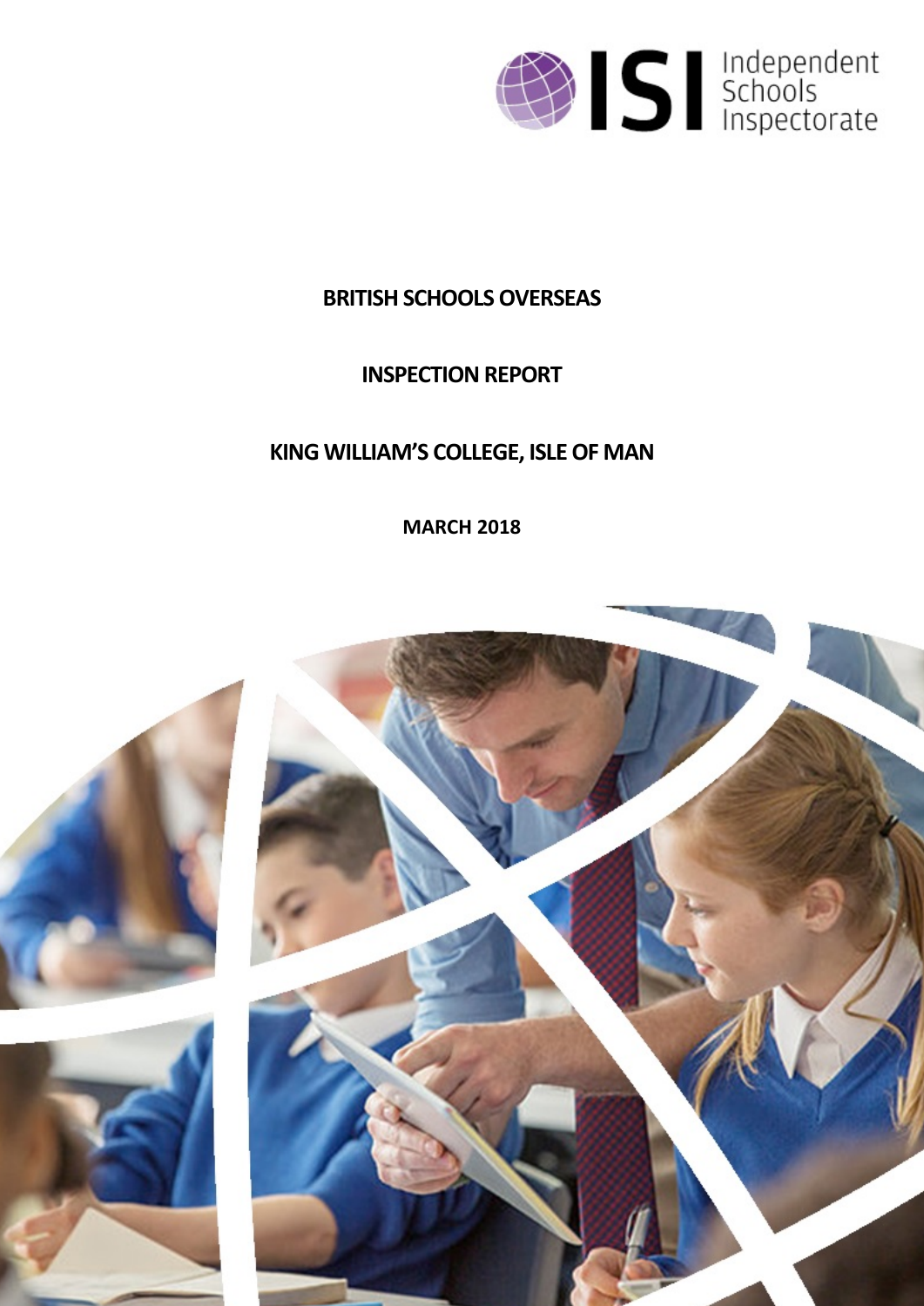ISI Independent Schools Inspectorate

# BRITISH SCHOOLS OVERSEAS

# INSPECTION REPORT

# KING WILLIAM'S COLLEGE, ISLE OF MAN

**MARCH 2018**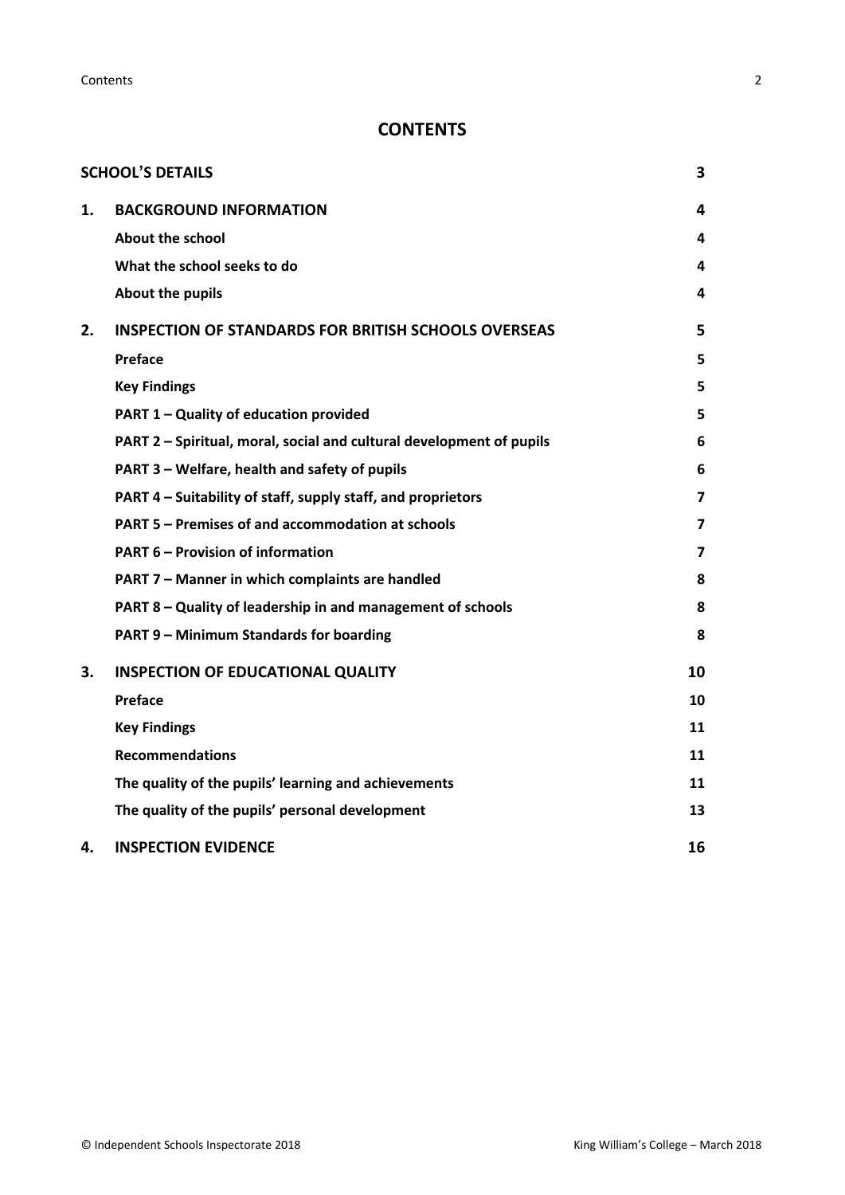# CONTENTS

| | | |
|---|---|---|
| **SCHOOL'S DETAILS** | | **3** |
| **1.** | **BACKGROUND INFORMATION** | **4** |
| | **About the school** | **4** |
| | **What the school seeks to do** | **4** |
| | **About the pupils** | **4** |
| **2.** | **INSPECTION OF STANDARDS FOR BRITISH SCHOOLS OVERSEAS** | **5** |
| | **Preface** | **5** |
| | **Key Findings** | **5** |
| | **PART 1 – Quality of education provided** | **5** |
| | **PART 2 – Spiritual, moral, social and cultural development of pupils** | **6** |
| | **PART 3 – Welfare, health and safety of pupils** | **6** |
| | **PART 4 – Suitability of staff, supply staff, and proprietors** | **7** |
| | **PART 5 – Premises of and accommodation at schools** | **7** |
| | **PART 6 – Provision of information** | **7** |
| | **PART 7 – Manner in which complaints are handled** | **8** |
| | **PART 8 – Quality of leadership in and management of schools** | **8** |
| | **PART 9 – Minimum Standards for boarding** | **8** |
| **3.** | **INSPECTION OF EDUCATIONAL QUALITY** | **10** |
| | **Preface** | **10** |
| | **Key Findings** | **11** |
| | **Recommendations** | **11** |
| | **The quality of the pupils' learning and achievements** | **11** |
| | **The quality of the pupils' personal development** | **13** |
| **4.** | **INSPECTION EVIDENCE** | **16** |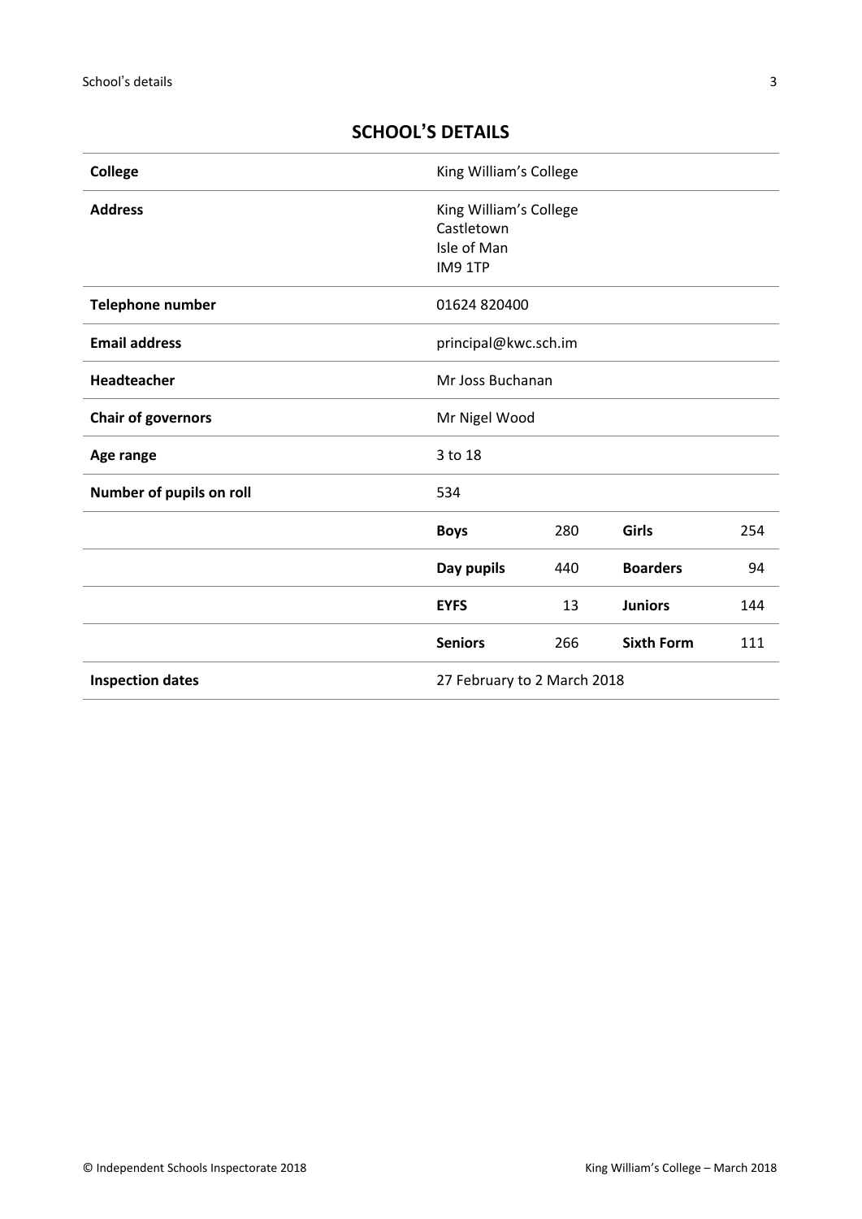## SCHOOL'S DETAILS

| | | | | |
|---|---|---|---|---|
| **College** | King William's College | | | |
| **Address** | King William's College<br>Castletown<br>Isle of Man<br>IM9 1TP | | | |
| **Telephone number** | 01624 820400 | | | |
| **Email address** | principal@kwc.sch.im | | | |
| **Headteacher** | Mr Joss Buchanan | | | |
| **Chair of governors** | Mr Nigel Wood | | | |
| **Age range** | 3 to 18 | | | |
| **Number of pupils on roll** | 534 | | | |
| | **Boys** | 280 | **Girls** | 254 |
| | **Day pupils** | 440 | **Boarders** | 94 |
| | **EYFS** | 13 | **Juniors** | 144 |
| | **Seniors** | 266 | **Sixth Form** | 111 |
| **Inspection dates** | 27 February to 2 March 2018 | | | |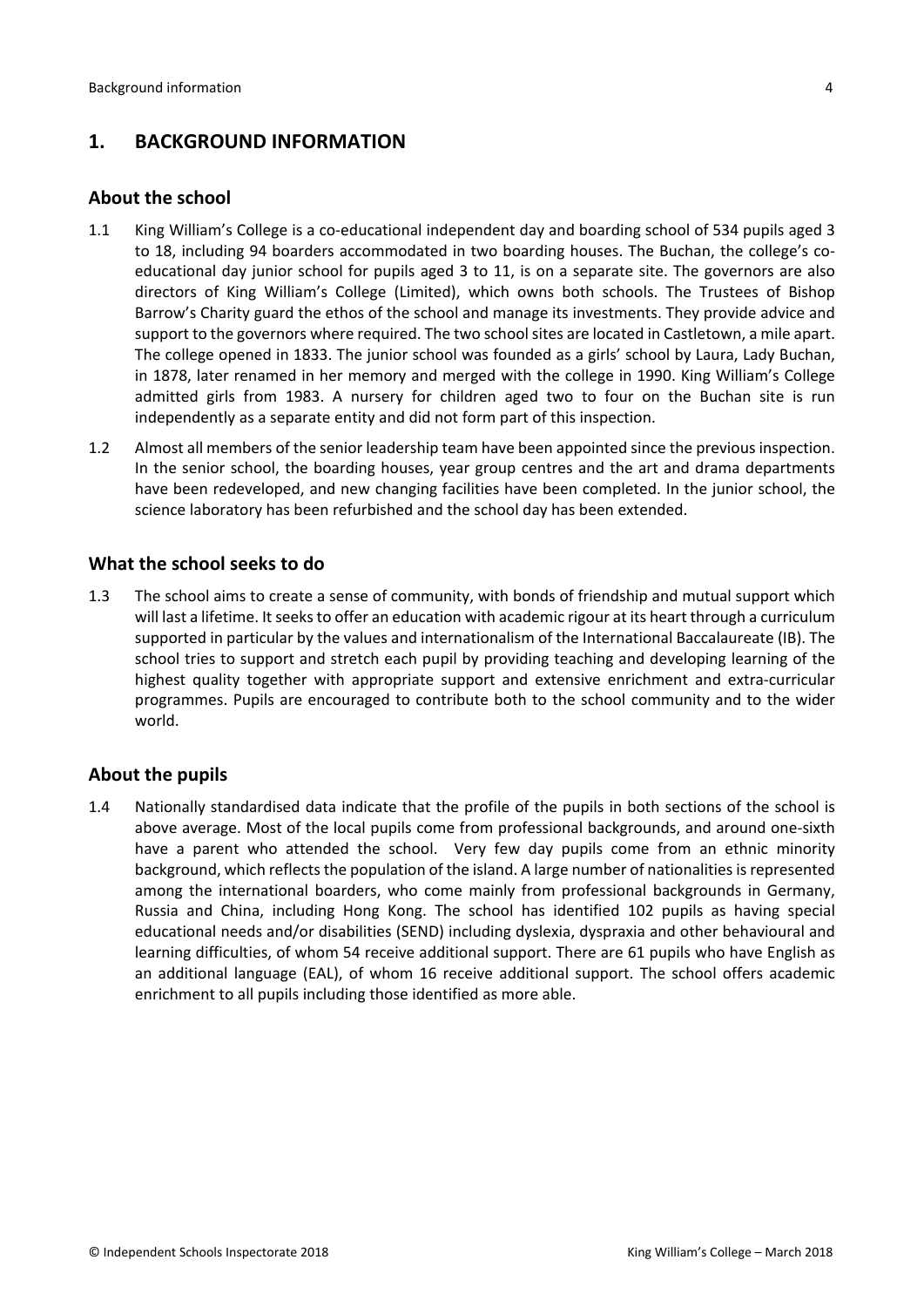## 1. BACKGROUND INFORMATION

### About the school

1.1 King William's College is a co-educational independent day and boarding school of 534 pupils aged 3 to 18, including 94 boarders accommodated in two boarding houses. The Buchan, the college's co-educational day junior school for pupils aged 3 to 11, is on a separate site. The governors are also directors of King William's College (Limited), which owns both schools. The Trustees of Bishop Barrow's Charity guard the ethos of the school and manage its investments. They provide advice and support to the governors where required. The two school sites are located in Castletown, a mile apart. The college opened in 1833. The junior school was founded as a girls' school by Laura, Lady Buchan, in 1878, later renamed in her memory and merged with the college in 1990. King William's College admitted girls from 1983. A nursery for children aged two to four on the Buchan site is run independently as a separate entity and did not form part of this inspection.

1.2 Almost all members of the senior leadership team have been appointed since the previous inspection. In the senior school, the boarding houses, year group centres and the art and drama departments have been redeveloped, and new changing facilities have been completed. In the junior school, the science laboratory has been refurbished and the school day has been extended.

### What the school seeks to do

1.3 The school aims to create a sense of community, with bonds of friendship and mutual support which will last a lifetime. It seeks to offer an education with academic rigour at its heart through a curriculum supported in particular by the values and internationalism of the International Baccalaureate (IB). The school tries to support and stretch each pupil by providing teaching and developing learning of the highest quality together with appropriate support and extensive enrichment and extra-curricular programmes. Pupils are encouraged to contribute both to the school community and to the wider world.

### About the pupils

1.4 Nationally standardised data indicate that the profile of the pupils in both sections of the school is above average. Most of the local pupils come from professional backgrounds, and around one-sixth have a parent who attended the school. Very few day pupils come from an ethnic minority background, which reflects the population of the island. A large number of nationalities is represented among the international boarders, who come mainly from professional backgrounds in Germany, Russia and China, including Hong Kong. The school has identified 102 pupils as having special educational needs and/or disabilities (SEND) including dyslexia, dyspraxia and other behavioural and learning difficulties, of whom 54 receive additional support. There are 61 pupils who have English as an additional language (EAL), of whom 16 receive additional support. The school offers academic enrichment to all pupils including those identified as more able.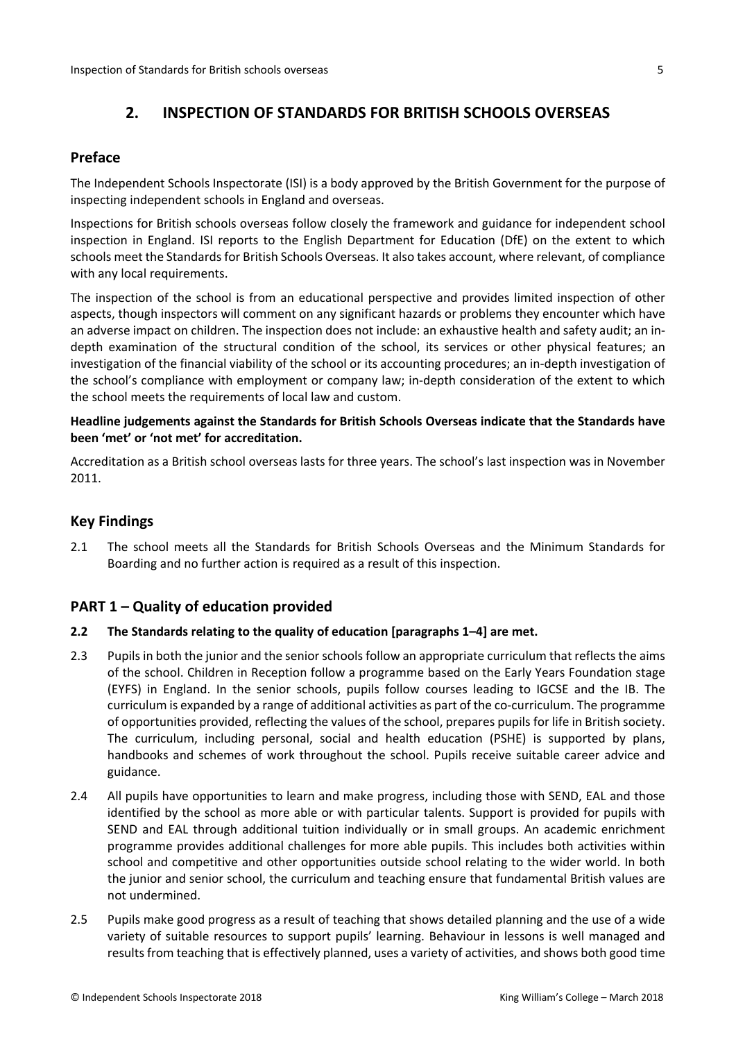## 2. INSPECTION OF STANDARDS FOR BRITISH SCHOOLS OVERSEAS

### Preface

The Independent Schools Inspectorate (ISI) is a body approved by the British Government for the purpose of inspecting independent schools in England and overseas.

Inspections for British schools overseas follow closely the framework and guidance for independent school inspection in England. ISI reports to the English Department for Education (DfE) on the extent to which schools meet the Standards for British Schools Overseas. It also takes account, where relevant, of compliance with any local requirements.

The inspection of the school is from an educational perspective and provides limited inspection of other aspects, though inspectors will comment on any significant hazards or problems they encounter which have an adverse impact on children. The inspection does not include: an exhaustive health and safety audit; an in-depth examination of the structural condition of the school, its services or other physical features; an investigation of the financial viability of the school or its accounting procedures; an in-depth investigation of the school's compliance with employment or company law; in-depth consideration of the extent to which the school meets the requirements of local law and custom.

**Headline judgements against the Standards for British Schools Overseas indicate that the Standards have been 'met' or 'not met' for accreditation.**

Accreditation as a British school overseas lasts for three years. The school's last inspection was in November 2011.

### Key Findings

2.1 The school meets all the Standards for British Schools Overseas and the Minimum Standards for Boarding and no further action is required as a result of this inspection.

### PART 1 – Quality of education provided

**2.2 The Standards relating to the quality of education [paragraphs 1–4] are met.**

2.3 Pupils in both the junior and the senior schools follow an appropriate curriculum that reflects the aims of the school. Children in Reception follow a programme based on the Early Years Foundation stage (EYFS) in England. In the senior schools, pupils follow courses leading to IGCSE and the IB. The curriculum is expanded by a range of additional activities as part of the co-curriculum. The programme of opportunities provided, reflecting the values of the school, prepares pupils for life in British society. The curriculum, including personal, social and health education (PSHE) is supported by plans, handbooks and schemes of work throughout the school. Pupils receive suitable career advice and guidance.

2.4 All pupils have opportunities to learn and make progress, including those with SEND, EAL and those identified by the school as more able or with particular talents. Support is provided for pupils with SEND and EAL through additional tuition individually or in small groups. An academic enrichment programme provides additional challenges for more able pupils. This includes both activities within school and competitive and other opportunities outside school relating to the wider world. In both the junior and senior school, the curriculum and teaching ensure that fundamental British values are not undermined.

2.5 Pupils make good progress as a result of teaching that shows detailed planning and the use of a wide variety of suitable resources to support pupils' learning. Behaviour in lessons is well managed and results from teaching that is effectively planned, uses a variety of activities, and shows both good time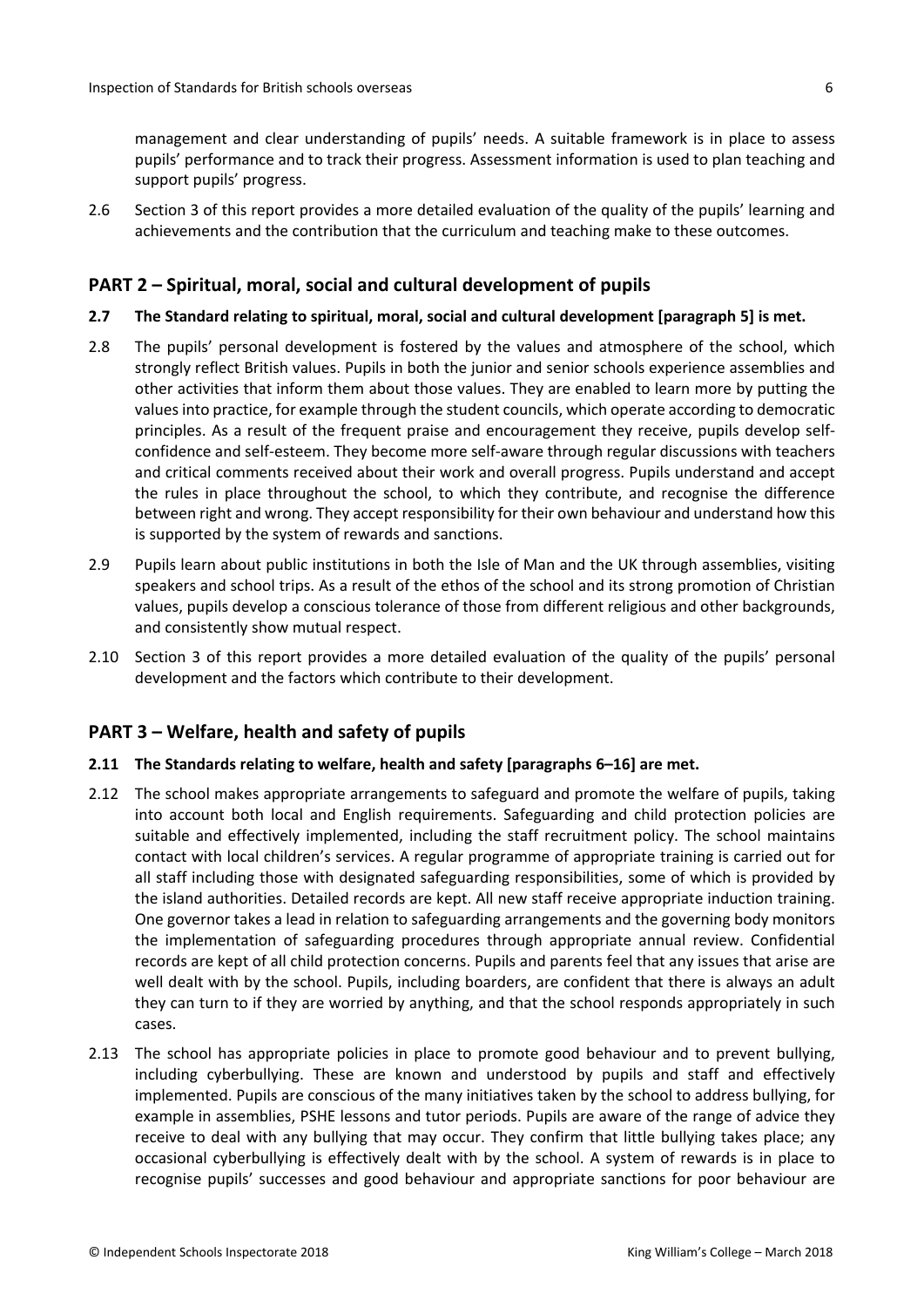management and clear understanding of pupils' needs. A suitable framework is in place to assess pupils' performance and to track their progress. Assessment information is used to plan teaching and support pupils' progress.

2.6 Section 3 of this report provides a more detailed evaluation of the quality of the pupils' learning and achievements and the contribution that the curriculum and teaching make to these outcomes.

## PART 2 – Spiritual, moral, social and cultural development of pupils

**2.7 The Standard relating to spiritual, moral, social and cultural development [paragraph 5] is met.**

2.8 The pupils' personal development is fostered by the values and atmosphere of the school, which strongly reflect British values. Pupils in both the junior and senior schools experience assemblies and other activities that inform them about those values. They are enabled to learn more by putting the values into practice, for example through the student councils, which operate according to democratic principles. As a result of the frequent praise and encouragement they receive, pupils develop self-confidence and self-esteem. They become more self-aware through regular discussions with teachers and critical comments received about their work and overall progress. Pupils understand and accept the rules in place throughout the school, to which they contribute, and recognise the difference between right and wrong. They accept responsibility for their own behaviour and understand how this is supported by the system of rewards and sanctions.

2.9 Pupils learn about public institutions in both the Isle of Man and the UK through assemblies, visiting speakers and school trips. As a result of the ethos of the school and its strong promotion of Christian values, pupils develop a conscious tolerance of those from different religious and other backgrounds, and consistently show mutual respect.

2.10 Section 3 of this report provides a more detailed evaluation of the quality of the pupils' personal development and the factors which contribute to their development.

## PART 3 – Welfare, health and safety of pupils

**2.11 The Standards relating to welfare, health and safety [paragraphs 6–16] are met.**

2.12 The school makes appropriate arrangements to safeguard and promote the welfare of pupils, taking into account both local and English requirements. Safeguarding and child protection policies are suitable and effectively implemented, including the staff recruitment policy. The school maintains contact with local children's services. A regular programme of appropriate training is carried out for all staff including those with designated safeguarding responsibilities, some of which is provided by the island authorities. Detailed records are kept. All new staff receive appropriate induction training. One governor takes a lead in relation to safeguarding arrangements and the governing body monitors the implementation of safeguarding procedures through appropriate annual review. Confidential records are kept of all child protection concerns. Pupils and parents feel that any issues that arise are well dealt with by the school. Pupils, including boarders, are confident that there is always an adult they can turn to if they are worried by anything, and that the school responds appropriately in such cases.

2.13 The school has appropriate policies in place to promote good behaviour and to prevent bullying, including cyberbullying. These are known and understood by pupils and staff and effectively implemented. Pupils are conscious of the many initiatives taken by the school to address bullying, for example in assemblies, PSHE lessons and tutor periods. Pupils are aware of the range of advice they receive to deal with any bullying that may occur. They confirm that little bullying takes place; any occasional cyberbullying is effectively dealt with by the school. A system of rewards is in place to recognise pupils' successes and good behaviour and appropriate sanctions for poor behaviour are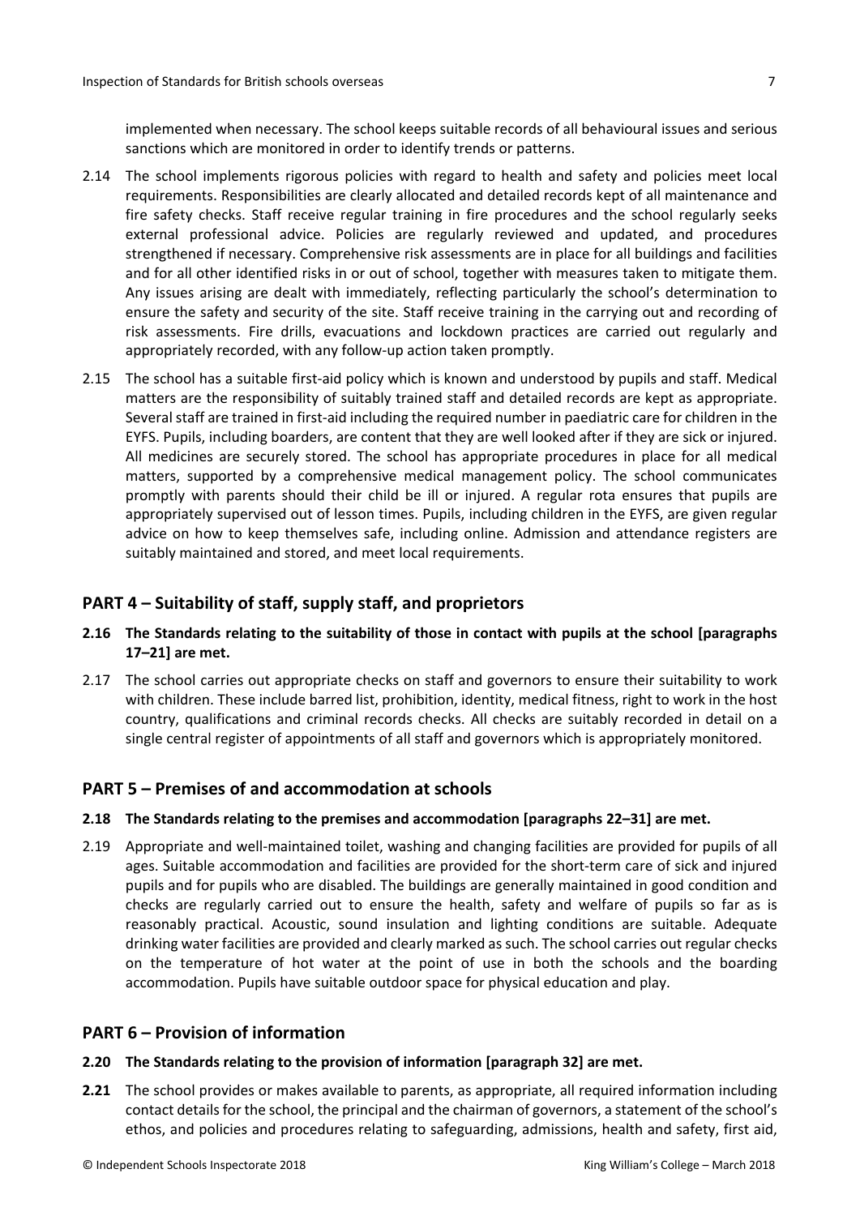implemented when necessary. The school keeps suitable records of all behavioural issues and serious sanctions which are monitored in order to identify trends or patterns.

2.14 The school implements rigorous policies with regard to health and safety and policies meet local requirements. Responsibilities are clearly allocated and detailed records kept of all maintenance and fire safety checks. Staff receive regular training in fire procedures and the school regularly seeks external professional advice. Policies are regularly reviewed and updated, and procedures strengthened if necessary. Comprehensive risk assessments are in place for all buildings and facilities and for all other identified risks in or out of school, together with measures taken to mitigate them. Any issues arising are dealt with immediately, reflecting particularly the school's determination to ensure the safety and security of the site. Staff receive training in the carrying out and recording of risk assessments. Fire drills, evacuations and lockdown practices are carried out regularly and appropriately recorded, with any follow-up action taken promptly.

2.15 The school has a suitable first-aid policy which is known and understood by pupils and staff. Medical matters are the responsibility of suitably trained staff and detailed records are kept as appropriate. Several staff are trained in first-aid including the required number in paediatric care for children in the EYFS. Pupils, including boarders, are content that they are well looked after if they are sick or injured. All medicines are securely stored. The school has appropriate procedures in place for all medical matters, supported by a comprehensive medical management policy. The school communicates promptly with parents should their child be ill or injured. A regular rota ensures that pupils are appropriately supervised out of lesson times. Pupils, including children in the EYFS, are given regular advice on how to keep themselves safe, including online. Admission and attendance registers are suitably maintained and stored, and meet local requirements.

## PART 4 – Suitability of staff, supply staff, and proprietors

**2.16 The Standards relating to the suitability of those in contact with pupils at the school [paragraphs 17–21] are met.**

2.17 The school carries out appropriate checks on staff and governors to ensure their suitability to work with children. These include barred list, prohibition, identity, medical fitness, right to work in the host country, qualifications and criminal records checks. All checks are suitably recorded in detail on a single central register of appointments of all staff and governors which is appropriately monitored.

## PART 5 – Premises of and accommodation at schools

**2.18 The Standards relating to the premises and accommodation [paragraphs 22–31] are met.**

2.19 Appropriate and well-maintained toilet, washing and changing facilities are provided for pupils of all ages. Suitable accommodation and facilities are provided for the short-term care of sick and injured pupils and for pupils who are disabled. The buildings are generally maintained in good condition and checks are regularly carried out to ensure the health, safety and welfare of pupils so far as is reasonably practical. Acoustic, sound insulation and lighting conditions are suitable. Adequate drinking water facilities are provided and clearly marked as such. The school carries out regular checks on the temperature of hot water at the point of use in both the schools and the boarding accommodation. Pupils have suitable outdoor space for physical education and play.

## PART 6 – Provision of information

**2.20 The Standards relating to the provision of information [paragraph 32] are met.**

**2.21** The school provides or makes available to parents, as appropriate, all required information including contact details for the school, the principal and the chairman of governors, a statement of the school's ethos, and policies and procedures relating to safeguarding, admissions, health and safety, first aid,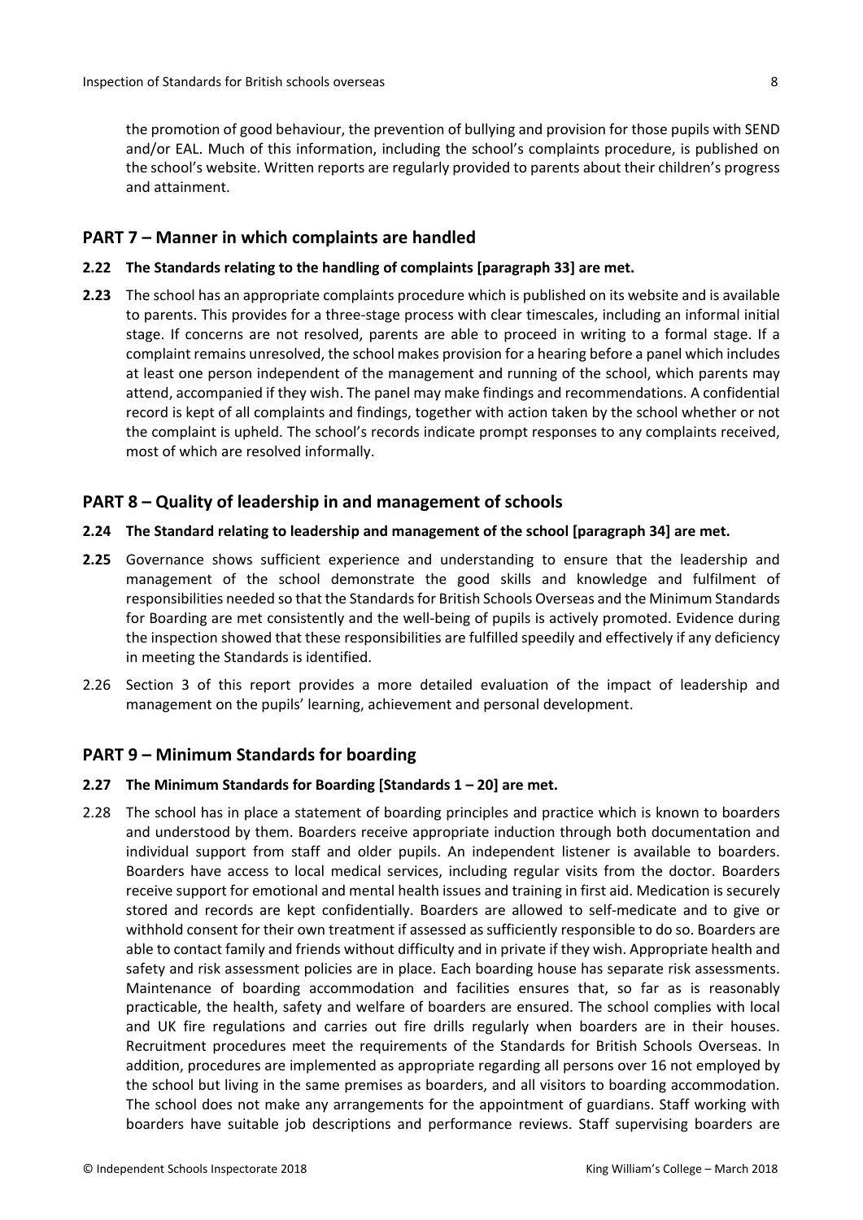the promotion of good behaviour, the prevention of bullying and provision for those pupils with SEND and/or EAL. Much of this information, including the school's complaints procedure, is published on the school's website. Written reports are regularly provided to parents about their children's progress and attainment.

## PART 7 – Manner in which complaints are handled

**2.22 The Standards relating to the handling of complaints [paragraph 33] are met.**

**2.23** The school has an appropriate complaints procedure which is published on its website and is available to parents. This provides for a three-stage process with clear timescales, including an informal initial stage. If concerns are not resolved, parents are able to proceed in writing to a formal stage. If a complaint remains unresolved, the school makes provision for a hearing before a panel which includes at least one person independent of the management and running of the school, which parents may attend, accompanied if they wish. The panel may make findings and recommendations. A confidential record is kept of all complaints and findings, together with action taken by the school whether or not the complaint is upheld. The school's records indicate prompt responses to any complaints received, most of which are resolved informally.

## PART 8 – Quality of leadership in and management of schools

**2.24 The Standard relating to leadership and management of the school [paragraph 34] are met.**

**2.25** Governance shows sufficient experience and understanding to ensure that the leadership and management of the school demonstrate the good skills and knowledge and fulfilment of responsibilities needed so that the Standards for British Schools Overseas and the Minimum Standards for Boarding are met consistently and the well-being of pupils is actively promoted. Evidence during the inspection showed that these responsibilities are fulfilled speedily and effectively if any deficiency in meeting the Standards is identified.

2.26 Section 3 of this report provides a more detailed evaluation of the impact of leadership and management on the pupils' learning, achievement and personal development.

## PART 9 – Minimum Standards for boarding

**2.27 The Minimum Standards for Boarding [Standards 1 – 20] are met.**

2.28 The school has in place a statement of boarding principles and practice which is known to boarders and understood by them. Boarders receive appropriate induction through both documentation and individual support from staff and older pupils. An independent listener is available to boarders. Boarders have access to local medical services, including regular visits from the doctor. Boarders receive support for emotional and mental health issues and training in first aid. Medication is securely stored and records are kept confidentially. Boarders are allowed to self-medicate and to give or withhold consent for their own treatment if assessed as sufficiently responsible to do so. Boarders are able to contact family and friends without difficulty and in private if they wish. Appropriate health and safety and risk assessment policies are in place. Each boarding house has separate risk assessments. Maintenance of boarding accommodation and facilities ensures that, so far as is reasonably practicable, the health, safety and welfare of boarders are ensured. The school complies with local and UK fire regulations and carries out fire drills regularly when boarders are in their houses. Recruitment procedures meet the requirements of the Standards for British Schools Overseas. In addition, procedures are implemented as appropriate regarding all persons over 16 not employed by the school but living in the same premises as boarders, and all visitors to boarding accommodation. The school does not make any arrangements for the appointment of guardians. Staff working with boarders have suitable job descriptions and performance reviews. Staff supervising boarders are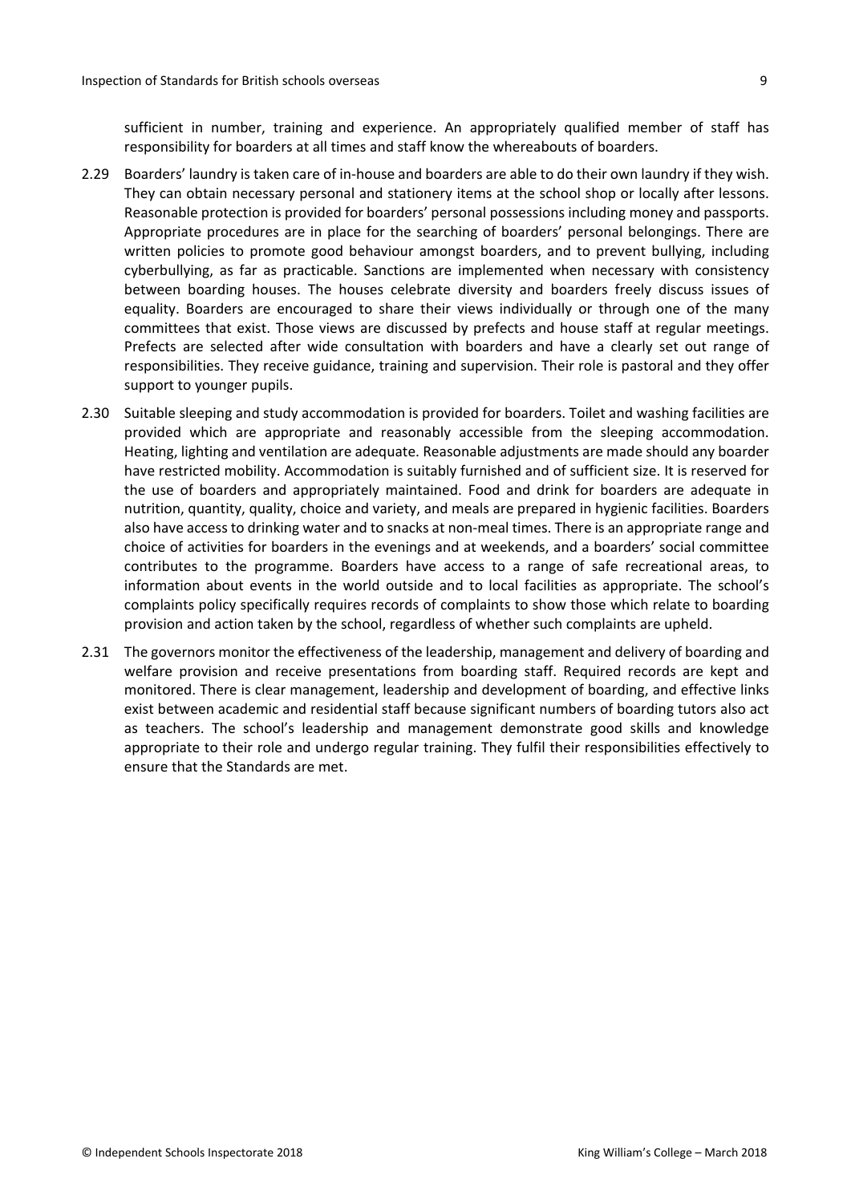sufficient in number, training and experience. An appropriately qualified member of staff has responsibility for boarders at all times and staff know the whereabouts of boarders.

2.29 Boarders' laundry is taken care of in-house and boarders are able to do their own laundry if they wish. They can obtain necessary personal and stationery items at the school shop or locally after lessons. Reasonable protection is provided for boarders' personal possessions including money and passports. Appropriate procedures are in place for the searching of boarders' personal belongings. There are written policies to promote good behaviour amongst boarders, and to prevent bullying, including cyberbullying, as far as practicable. Sanctions are implemented when necessary with consistency between boarding houses. The houses celebrate diversity and boarders freely discuss issues of equality. Boarders are encouraged to share their views individually or through one of the many committees that exist. Those views are discussed by prefects and house staff at regular meetings. Prefects are selected after wide consultation with boarders and have a clearly set out range of responsibilities. They receive guidance, training and supervision. Their role is pastoral and they offer support to younger pupils.

2.30 Suitable sleeping and study accommodation is provided for boarders. Toilet and washing facilities are provided which are appropriate and reasonably accessible from the sleeping accommodation. Heating, lighting and ventilation are adequate. Reasonable adjustments are made should any boarder have restricted mobility. Accommodation is suitably furnished and of sufficient size. It is reserved for the use of boarders and appropriately maintained. Food and drink for boarders are adequate in nutrition, quantity, quality, choice and variety, and meals are prepared in hygienic facilities. Boarders also have access to drinking water and to snacks at non-meal times. There is an appropriate range and choice of activities for boarders in the evenings and at weekends, and a boarders' social committee contributes to the programme. Boarders have access to a range of safe recreational areas, to information about events in the world outside and to local facilities as appropriate. The school's complaints policy specifically requires records of complaints to show those which relate to boarding provision and action taken by the school, regardless of whether such complaints are upheld.

2.31 The governors monitor the effectiveness of the leadership, management and delivery of boarding and welfare provision and receive presentations from boarding staff. Required records are kept and monitored. There is clear management, leadership and development of boarding, and effective links exist between academic and residential staff because significant numbers of boarding tutors also act as teachers. The school's leadership and management demonstrate good skills and knowledge appropriate to their role and undergo regular training. They fulfil their responsibilities effectively to ensure that the Standards are met.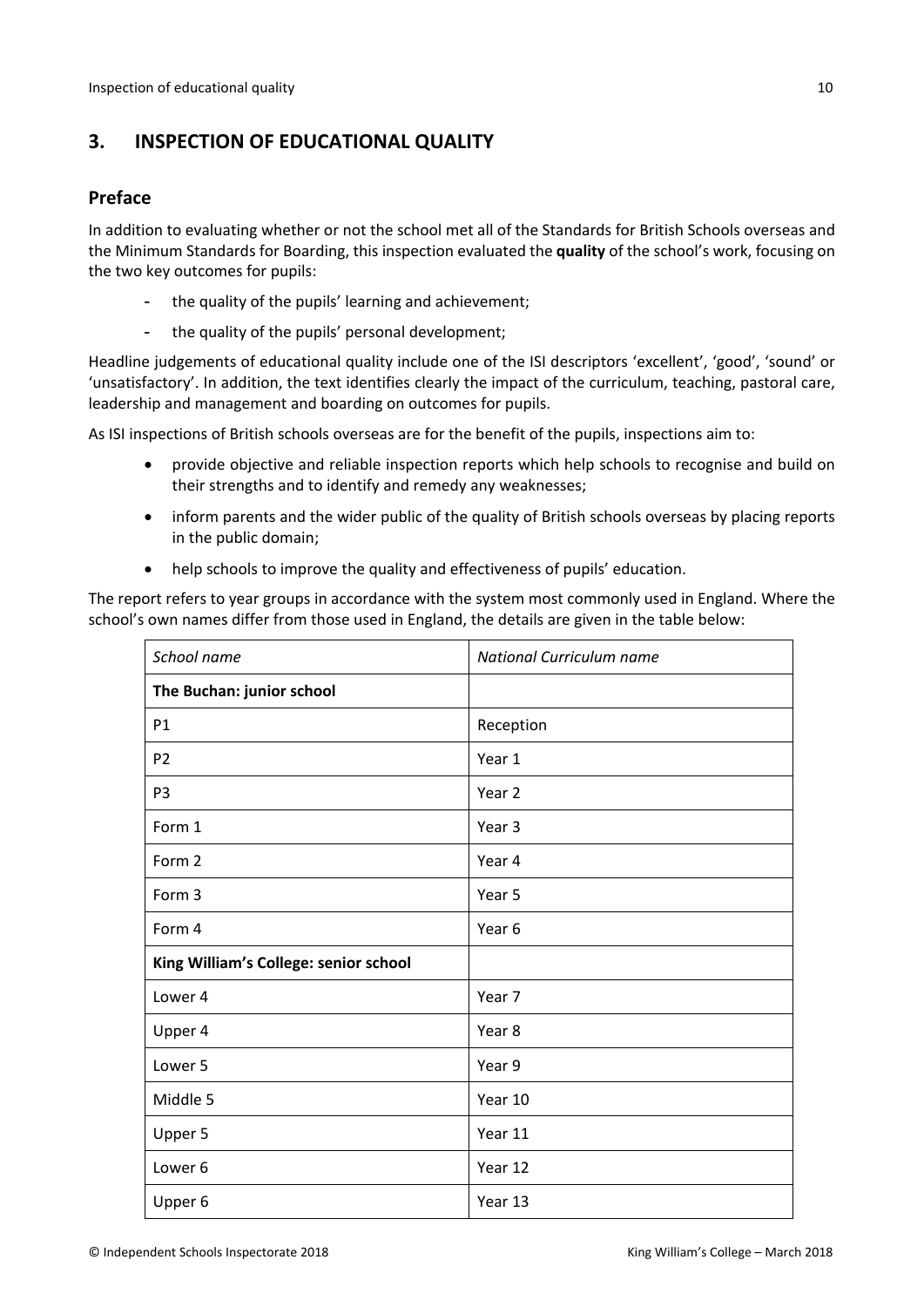## 3. INSPECTION OF EDUCATIONAL QUALITY

### Preface

In addition to evaluating whether or not the school met all of the Standards for British Schools overseas and the Minimum Standards for Boarding, this inspection evaluated the **quality** of the school's work, focusing on the two key outcomes for pupils:

- the quality of the pupils' learning and achievement;
- the quality of the pupils' personal development;

Headline judgements of educational quality include one of the ISI descriptors 'excellent', 'good', 'sound' or 'unsatisfactory'. In addition, the text identifies clearly the impact of the curriculum, teaching, pastoral care, leadership and management and boarding on outcomes for pupils.

As ISI inspections of British schools overseas are for the benefit of the pupils, inspections aim to:

- provide objective and reliable inspection reports which help schools to recognise and build on their strengths and to identify and remedy any weaknesses;
- inform parents and the wider public of the quality of British schools overseas by placing reports in the public domain;
- help schools to improve the quality and effectiveness of pupils' education.

The report refers to year groups in accordance with the system most commonly used in England. Where the school's own names differ from those used in England, the details are given in the table below:

| *School name* | *National Curriculum name* |
|---|---|
| **The Buchan: junior school** | |
| P1 | Reception |
| P2 | Year 1 |
| P3 | Year 2 |
| Form 1 | Year 3 |
| Form 2 | Year 4 |
| Form 3 | Year 5 |
| Form 4 | Year 6 |
| **King William's College: senior school** | |
| Lower 4 | Year 7 |
| Upper 4 | Year 8 |
| Lower 5 | Year 9 |
| Middle 5 | Year 10 |
| Upper 5 | Year 11 |
| Lower 6 | Year 12 |
| Upper 6 | Year 13 |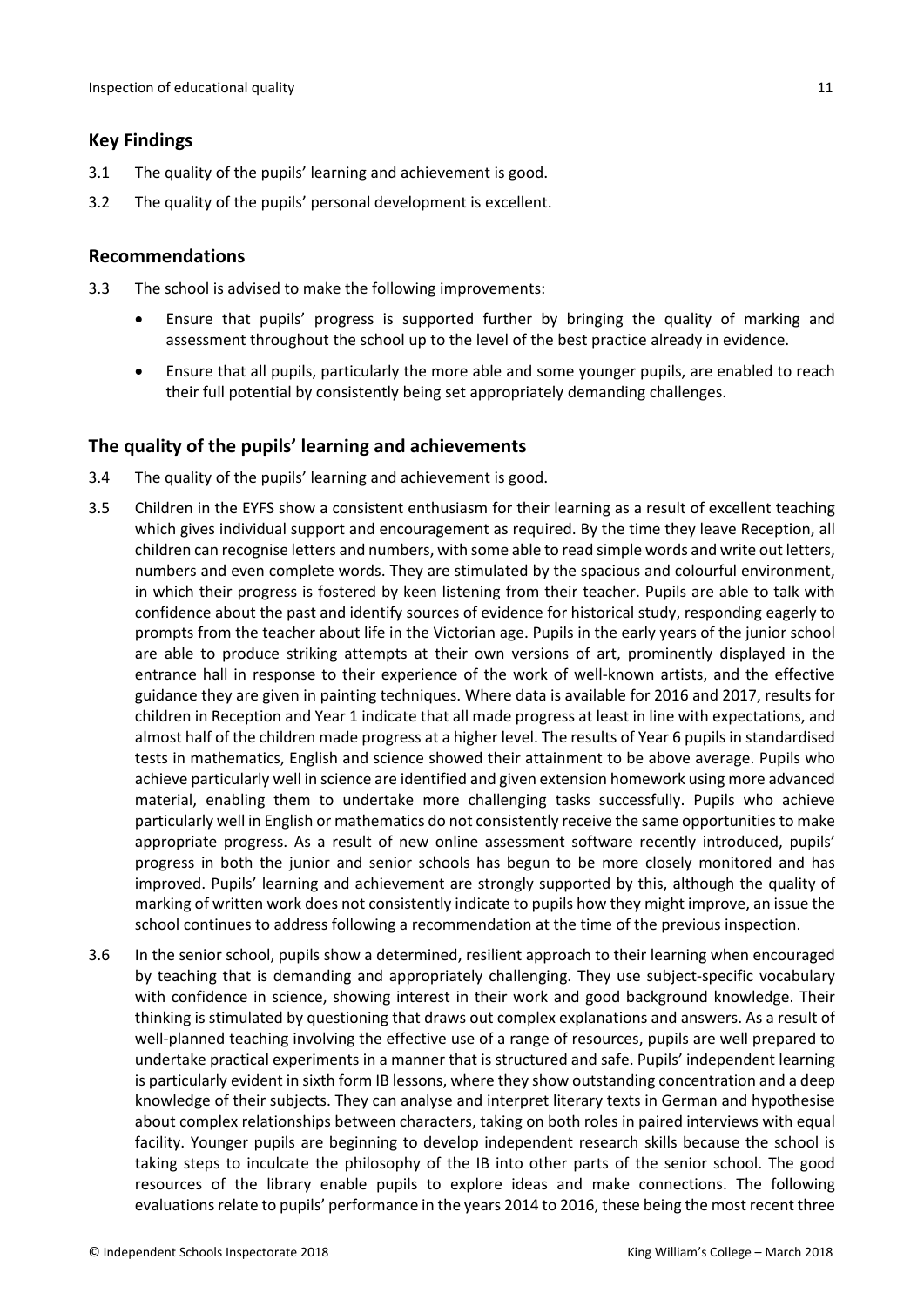## Key Findings

3.1 The quality of the pupils' learning and achievement is good.

3.2 The quality of the pupils' personal development is excellent.

## Recommendations

3.3 The school is advised to make the following improvements:

- Ensure that pupils' progress is supported further by bringing the quality of marking and assessment throughout the school up to the level of the best practice already in evidence.
- Ensure that all pupils, particularly the more able and some younger pupils, are enabled to reach their full potential by consistently being set appropriately demanding challenges.

## The quality of the pupils' learning and achievements

3.4 The quality of the pupils' learning and achievement is good.

3.5 Children in the EYFS show a consistent enthusiasm for their learning as a result of excellent teaching which gives individual support and encouragement as required. By the time they leave Reception, all children can recognise letters and numbers, with some able to read simple words and write out letters, numbers and even complete words. They are stimulated by the spacious and colourful environment, in which their progress is fostered by keen listening from their teacher. Pupils are able to talk with confidence about the past and identify sources of evidence for historical study, responding eagerly to prompts from the teacher about life in the Victorian age. Pupils in the early years of the junior school are able to produce striking attempts at their own versions of art, prominently displayed in the entrance hall in response to their experience of the work of well-known artists, and the effective guidance they are given in painting techniques. Where data is available for 2016 and 2017, results for children in Reception and Year 1 indicate that all made progress at least in line with expectations, and almost half of the children made progress at a higher level. The results of Year 6 pupils in standardised tests in mathematics, English and science showed their attainment to be above average. Pupils who achieve particularly well in science are identified and given extension homework using more advanced material, enabling them to undertake more challenging tasks successfully. Pupils who achieve particularly well in English or mathematics do not consistently receive the same opportunities to make appropriate progress. As a result of new online assessment software recently introduced, pupils' progress in both the junior and senior schools has begun to be more closely monitored and has improved. Pupils' learning and achievement are strongly supported by this, although the quality of marking of written work does not consistently indicate to pupils how they might improve, an issue the school continues to address following a recommendation at the time of the previous inspection.

3.6 In the senior school, pupils show a determined, resilient approach to their learning when encouraged by teaching that is demanding and appropriately challenging. They use subject-specific vocabulary with confidence in science, showing interest in their work and good background knowledge. Their thinking is stimulated by questioning that draws out complex explanations and answers. As a result of well-planned teaching involving the effective use of a range of resources, pupils are well prepared to undertake practical experiments in a manner that is structured and safe. Pupils' independent learning is particularly evident in sixth form IB lessons, where they show outstanding concentration and a deep knowledge of their subjects. They can analyse and interpret literary texts in German and hypothesise about complex relationships between characters, taking on both roles in paired interviews with equal facility. Younger pupils are beginning to develop independent research skills because the school is taking steps to inculcate the philosophy of the IB into other parts of the senior school. The good resources of the library enable pupils to explore ideas and make connections. The following evaluations relate to pupils' performance in the years 2014 to 2016, these being the most recent three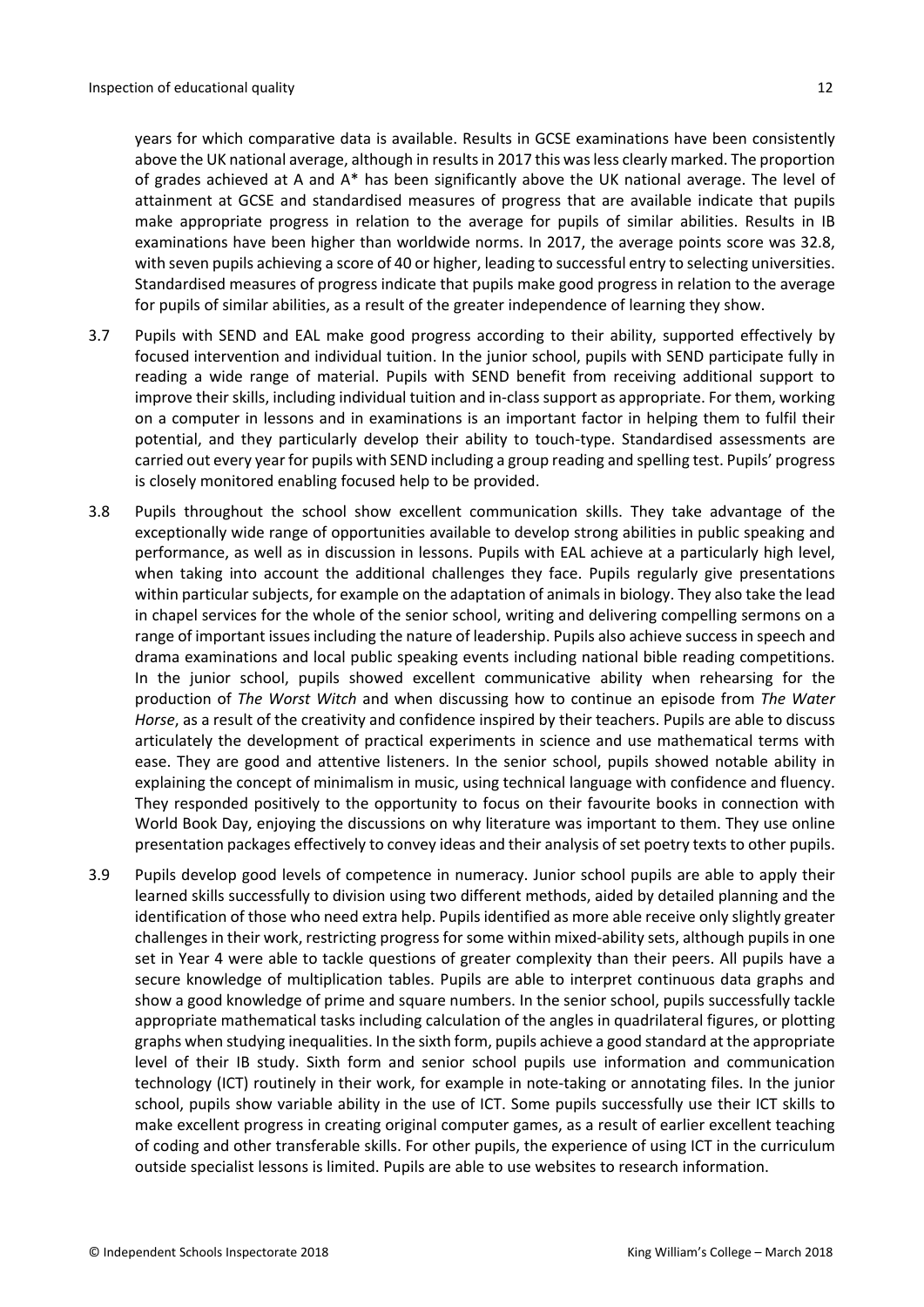years for which comparative data is available. Results in GCSE examinations have been consistently above the UK national average, although in results in 2017 this was less clearly marked. The proportion of grades achieved at A and A* has been significantly above the UK national average. The level of attainment at GCSE and standardised measures of progress that are available indicate that pupils make appropriate progress in relation to the average for pupils of similar abilities. Results in IB examinations have been higher than worldwide norms. In 2017, the average points score was 32.8, with seven pupils achieving a score of 40 or higher, leading to successful entry to selecting universities. Standardised measures of progress indicate that pupils make good progress in relation to the average for pupils of similar abilities, as a result of the greater independence of learning they show.

3.7 Pupils with SEND and EAL make good progress according to their ability, supported effectively by focused intervention and individual tuition. In the junior school, pupils with SEND participate fully in reading a wide range of material. Pupils with SEND benefit from receiving additional support to improve their skills, including individual tuition and in-class support as appropriate. For them, working on a computer in lessons and in examinations is an important factor in helping them to fulfil their potential, and they particularly develop their ability to touch-type. Standardised assessments are carried out every year for pupils with SEND including a group reading and spelling test. Pupils' progress is closely monitored enabling focused help to be provided.

3.8 Pupils throughout the school show excellent communication skills. They take advantage of the exceptionally wide range of opportunities available to develop strong abilities in public speaking and performance, as well as in discussion in lessons. Pupils with EAL achieve at a particularly high level, when taking into account the additional challenges they face. Pupils regularly give presentations within particular subjects, for example on the adaptation of animals in biology. They also take the lead in chapel services for the whole of the senior school, writing and delivering compelling sermons on a range of important issues including the nature of leadership. Pupils also achieve success in speech and drama examinations and local public speaking events including national bible reading competitions. In the junior school, pupils showed excellent communicative ability when rehearsing for the production of *The Worst Witch* and when discussing how to continue an episode from *The Water Horse*, as a result of the creativity and confidence inspired by their teachers. Pupils are able to discuss articulately the development of practical experiments in science and use mathematical terms with ease. They are good and attentive listeners. In the senior school, pupils showed notable ability in explaining the concept of minimalism in music, using technical language with confidence and fluency. They responded positively to the opportunity to focus on their favourite books in connection with World Book Day, enjoying the discussions on why literature was important to them. They use online presentation packages effectively to convey ideas and their analysis of set poetry texts to other pupils.

3.9 Pupils develop good levels of competence in numeracy. Junior school pupils are able to apply their learned skills successfully to division using two different methods, aided by detailed planning and the identification of those who need extra help. Pupils identified as more able receive only slightly greater challenges in their work, restricting progress for some within mixed-ability sets, although pupils in one set in Year 4 were able to tackle questions of greater complexity than their peers. All pupils have a secure knowledge of multiplication tables. Pupils are able to interpret continuous data graphs and show a good knowledge of prime and square numbers. In the senior school, pupils successfully tackle appropriate mathematical tasks including calculation of the angles in quadrilateral figures, or plotting graphs when studying inequalities. In the sixth form, pupils achieve a good standard at the appropriate level of their IB study. Sixth form and senior school pupils use information and communication technology (ICT) routinely in their work, for example in note-taking or annotating files. In the junior school, pupils show variable ability in the use of ICT. Some pupils successfully use their ICT skills to make excellent progress in creating original computer games, as a result of earlier excellent teaching of coding and other transferable skills. For other pupils, the experience of using ICT in the curriculum outside specialist lessons is limited. Pupils are able to use websites to research information.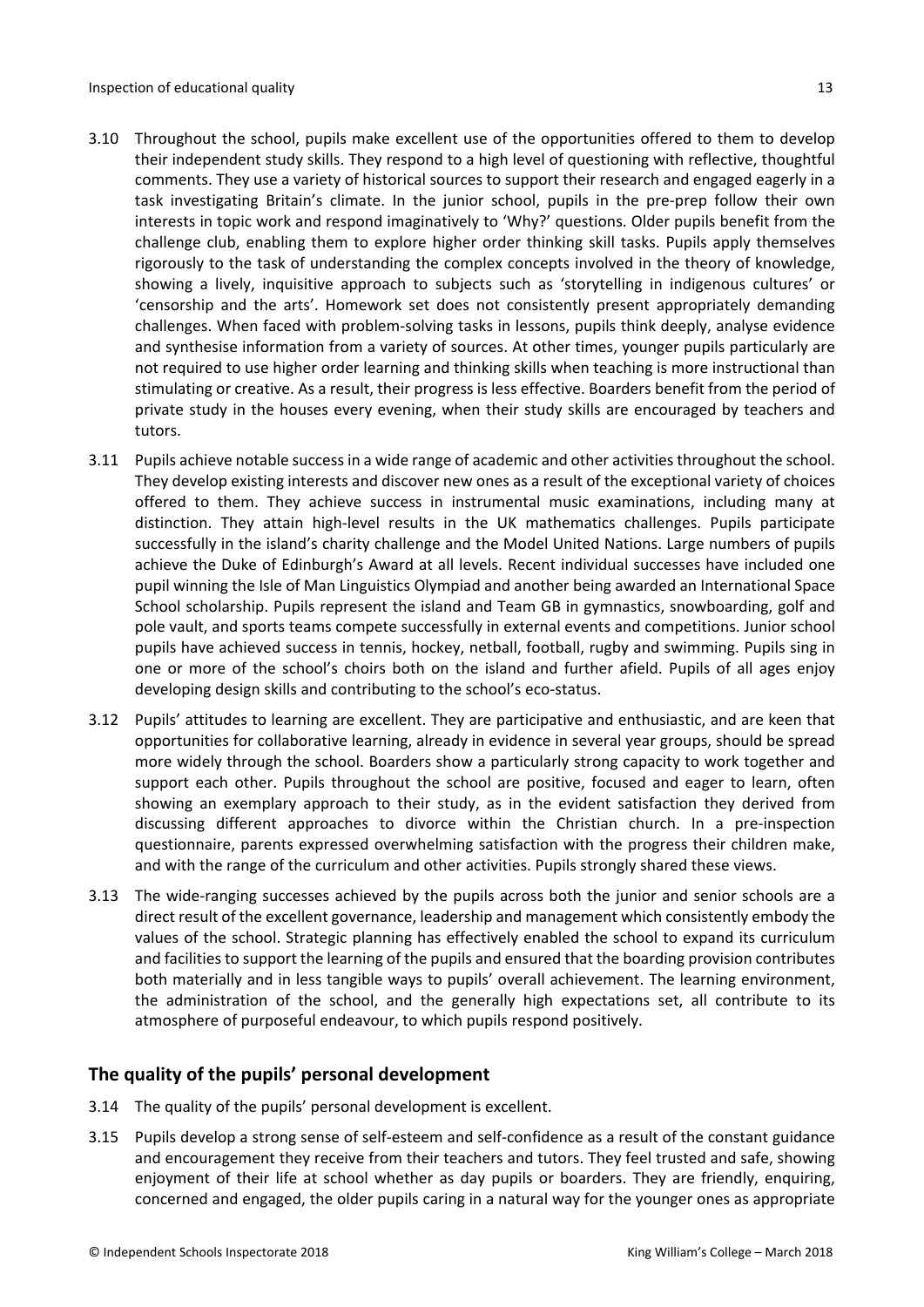3.10 Throughout the school, pupils make excellent use of the opportunities offered to them to develop their independent study skills. They respond to a high level of questioning with reflective, thoughtful comments. They use a variety of historical sources to support their research and engaged eagerly in a task investigating Britain's climate. In the junior school, pupils in the pre-prep follow their own interests in topic work and respond imaginatively to 'Why?' questions. Older pupils benefit from the challenge club, enabling them to explore higher order thinking skill tasks. Pupils apply themselves rigorously to the task of understanding the complex concepts involved in the theory of knowledge, showing a lively, inquisitive approach to subjects such as 'storytelling in indigenous cultures' or 'censorship and the arts'. Homework set does not consistently present appropriately demanding challenges. When faced with problem-solving tasks in lessons, pupils think deeply, analyse evidence and synthesise information from a variety of sources. At other times, younger pupils particularly are not required to use higher order learning and thinking skills when teaching is more instructional than stimulating or creative. As a result, their progress is less effective. Boarders benefit from the period of private study in the houses every evening, when their study skills are encouraged by teachers and tutors.

3.11 Pupils achieve notable success in a wide range of academic and other activities throughout the school. They develop existing interests and discover new ones as a result of the exceptional variety of choices offered to them. They achieve success in instrumental music examinations, including many at distinction. They attain high-level results in the UK mathematics challenges. Pupils participate successfully in the island's charity challenge and the Model United Nations. Large numbers of pupils achieve the Duke of Edinburgh's Award at all levels. Recent individual successes have included one pupil winning the Isle of Man Linguistics Olympiad and another being awarded an International Space School scholarship. Pupils represent the island and Team GB in gymnastics, snowboarding, golf and pole vault, and sports teams compete successfully in external events and competitions. Junior school pupils have achieved success in tennis, hockey, netball, football, rugby and swimming. Pupils sing in one or more of the school's choirs both on the island and further afield. Pupils of all ages enjoy developing design skills and contributing to the school's eco-status.

3.12 Pupils' attitudes to learning are excellent. They are participative and enthusiastic, and are keen that opportunities for collaborative learning, already in evidence in several year groups, should be spread more widely through the school. Boarders show a particularly strong capacity to work together and support each other. Pupils throughout the school are positive, focused and eager to learn, often showing an exemplary approach to their study, as in the evident satisfaction they derived from discussing different approaches to divorce within the Christian church. In a pre-inspection questionnaire, parents expressed overwhelming satisfaction with the progress their children make, and with the range of the curriculum and other activities. Pupils strongly shared these views.

3.13 The wide-ranging successes achieved by the pupils across both the junior and senior schools are a direct result of the excellent governance, leadership and management which consistently embody the values of the school. Strategic planning has effectively enabled the school to expand its curriculum and facilities to support the learning of the pupils and ensured that the boarding provision contributes both materially and in less tangible ways to pupils' overall achievement. The learning environment, the administration of the school, and the generally high expectations set, all contribute to its atmosphere of purposeful endeavour, to which pupils respond positively.

## The quality of the pupils' personal development

3.14 The quality of the pupils' personal development is excellent.

3.15 Pupils develop a strong sense of self-esteem and self-confidence as a result of the constant guidance and encouragement they receive from their teachers and tutors. They feel trusted and safe, showing enjoyment of their life at school whether as day pupils or boarders. They are friendly, enquiring, concerned and engaged, the older pupils caring in a natural way for the younger ones as appropriate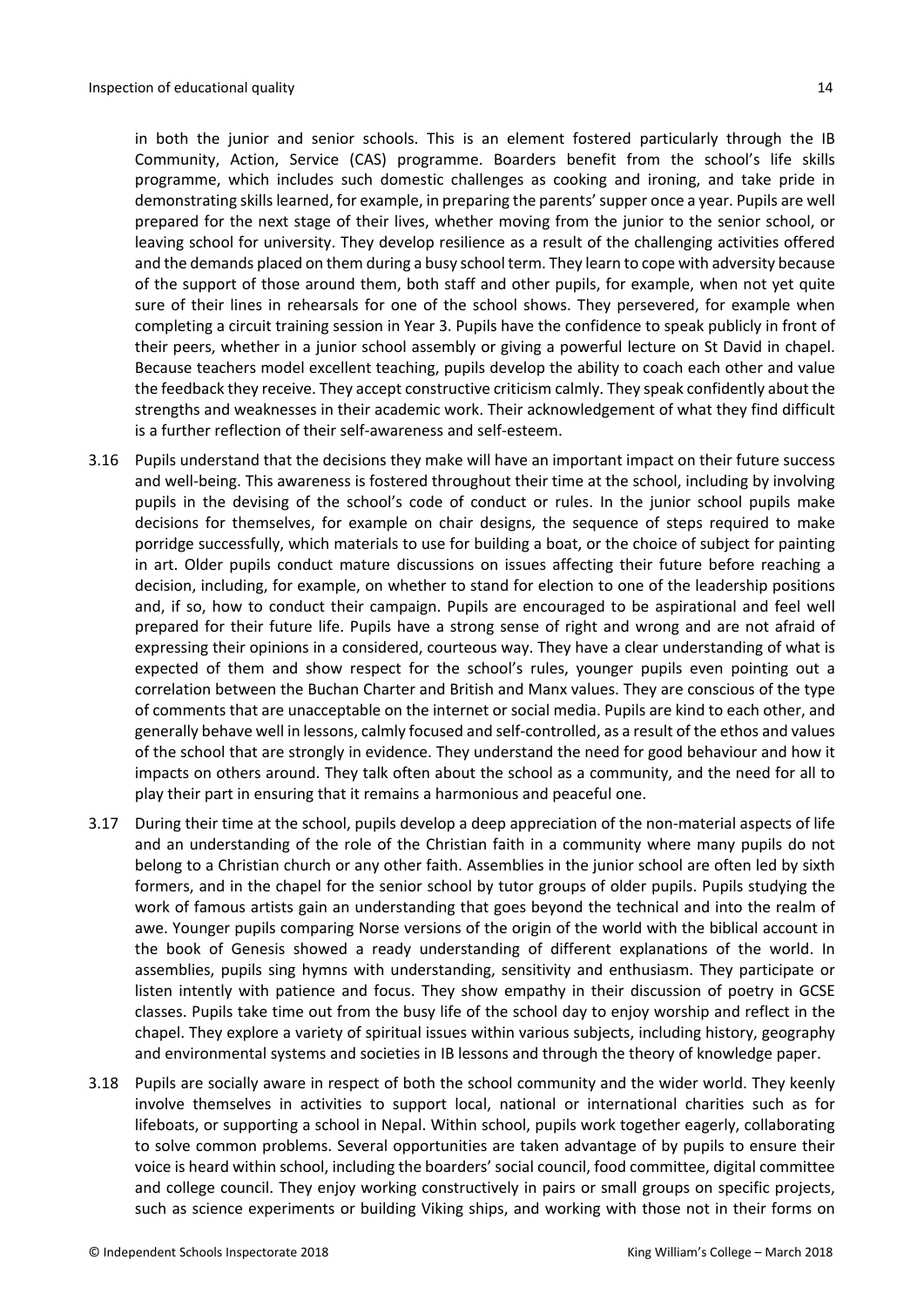in both the junior and senior schools. This is an element fostered particularly through the IB Community, Action, Service (CAS) programme. Boarders benefit from the school's life skills programme, which includes such domestic challenges as cooking and ironing, and take pride in demonstrating skills learned, for example, in preparing the parents' supper once a year. Pupils are well prepared for the next stage of their lives, whether moving from the junior to the senior school, or leaving school for university. They develop resilience as a result of the challenging activities offered and the demands placed on them during a busy school term. They learn to cope with adversity because of the support of those around them, both staff and other pupils, for example, when not yet quite sure of their lines in rehearsals for one of the school shows. They persevered, for example when completing a circuit training session in Year 3. Pupils have the confidence to speak publicly in front of their peers, whether in a junior school assembly or giving a powerful lecture on St David in chapel. Because teachers model excellent teaching, pupils develop the ability to coach each other and value the feedback they receive. They accept constructive criticism calmly. They speak confidently about the strengths and weaknesses in their academic work. Their acknowledgement of what they find difficult is a further reflection of their self-awareness and self-esteem.

3.16 Pupils understand that the decisions they make will have an important impact on their future success and well-being. This awareness is fostered throughout their time at the school, including by involving pupils in the devising of the school's code of conduct or rules. In the junior school pupils make decisions for themselves, for example on chair designs, the sequence of steps required to make porridge successfully, which materials to use for building a boat, or the choice of subject for painting in art. Older pupils conduct mature discussions on issues affecting their future before reaching a decision, including, for example, on whether to stand for election to one of the leadership positions and, if so, how to conduct their campaign. Pupils are encouraged to be aspirational and feel well prepared for their future life. Pupils have a strong sense of right and wrong and are not afraid of expressing their opinions in a considered, courteous way. They have a clear understanding of what is expected of them and show respect for the school's rules, younger pupils even pointing out a correlation between the Buchan Charter and British and Manx values. They are conscious of the type of comments that are unacceptable on the internet or social media. Pupils are kind to each other, and generally behave well in lessons, calmly focused and self-controlled, as a result of the ethos and values of the school that are strongly in evidence. They understand the need for good behaviour and how it impacts on others around. They talk often about the school as a community, and the need for all to play their part in ensuring that it remains a harmonious and peaceful one.

3.17 During their time at the school, pupils develop a deep appreciation of the non-material aspects of life and an understanding of the role of the Christian faith in a community where many pupils do not belong to a Christian church or any other faith. Assemblies in the junior school are often led by sixth formers, and in the chapel for the senior school by tutor groups of older pupils. Pupils studying the work of famous artists gain an understanding that goes beyond the technical and into the realm of awe. Younger pupils comparing Norse versions of the origin of the world with the biblical account in the book of Genesis showed a ready understanding of different explanations of the world. In assemblies, pupils sing hymns with understanding, sensitivity and enthusiasm. They participate or listen intently with patience and focus. They show empathy in their discussion of poetry in GCSE classes. Pupils take time out from the busy life of the school day to enjoy worship and reflect in the chapel. They explore a variety of spiritual issues within various subjects, including history, geography and environmental systems and societies in IB lessons and through the theory of knowledge paper.

3.18 Pupils are socially aware in respect of both the school community and the wider world. They keenly involve themselves in activities to support local, national or international charities such as for lifeboats, or supporting a school in Nepal. Within school, pupils work together eagerly, collaborating to solve common problems. Several opportunities are taken advantage of by pupils to ensure their voice is heard within school, including the boarders' social council, food committee, digital committee and college council. They enjoy working constructively in pairs or small groups on specific projects, such as science experiments or building Viking ships, and working with those not in their forms on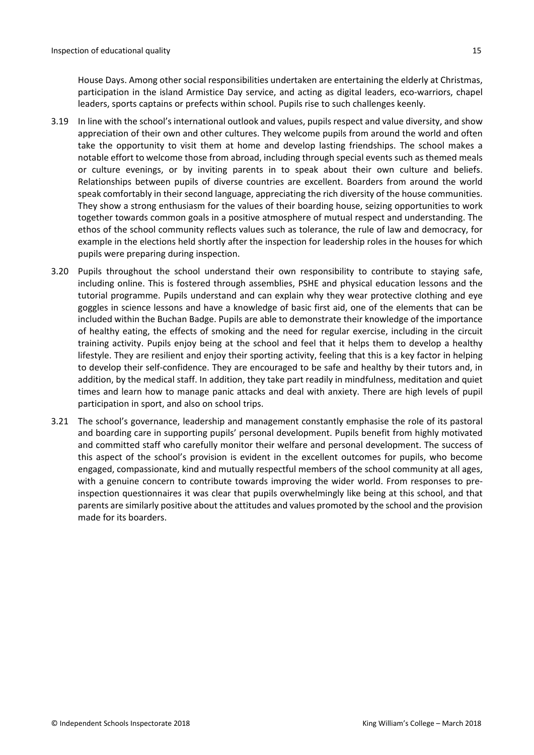House Days. Among other social responsibilities undertaken are entertaining the elderly at Christmas, participation in the island Armistice Day service, and acting as digital leaders, eco-warriors, chapel leaders, sports captains or prefects within school. Pupils rise to such challenges keenly.

3.19 In line with the school's international outlook and values, pupils respect and value diversity, and show appreciation of their own and other cultures. They welcome pupils from around the world and often take the opportunity to visit them at home and develop lasting friendships. The school makes a notable effort to welcome those from abroad, including through special events such as themed meals or culture evenings, or by inviting parents in to speak about their own culture and beliefs. Relationships between pupils of diverse countries are excellent. Boarders from around the world speak comfortably in their second language, appreciating the rich diversity of the house communities. They show a strong enthusiasm for the values of their boarding house, seizing opportunities to work together towards common goals in a positive atmosphere of mutual respect and understanding. The ethos of the school community reflects values such as tolerance, the rule of law and democracy, for example in the elections held shortly after the inspection for leadership roles in the houses for which pupils were preparing during inspection.

3.20 Pupils throughout the school understand their own responsibility to contribute to staying safe, including online. This is fostered through assemblies, PSHE and physical education lessons and the tutorial programme. Pupils understand and can explain why they wear protective clothing and eye goggles in science lessons and have a knowledge of basic first aid, one of the elements that can be included within the Buchan Badge. Pupils are able to demonstrate their knowledge of the importance of healthy eating, the effects of smoking and the need for regular exercise, including in the circuit training activity. Pupils enjoy being at the school and feel that it helps them to develop a healthy lifestyle. They are resilient and enjoy their sporting activity, feeling that this is a key factor in helping to develop their self-confidence. They are encouraged to be safe and healthy by their tutors and, in addition, by the medical staff. In addition, they take part readily in mindfulness, meditation and quiet times and learn how to manage panic attacks and deal with anxiety. There are high levels of pupil participation in sport, and also on school trips.

3.21 The school's governance, leadership and management constantly emphasise the role of its pastoral and boarding care in supporting pupils' personal development. Pupils benefit from highly motivated and committed staff who carefully monitor their welfare and personal development. The success of this aspect of the school's provision is evident in the excellent outcomes for pupils, who become engaged, compassionate, kind and mutually respectful members of the school community at all ages, with a genuine concern to contribute towards improving the wider world. From responses to pre-inspection questionnaires it was clear that pupils overwhelmingly like being at this school, and that parents are similarly positive about the attitudes and values promoted by the school and the provision made for its boarders.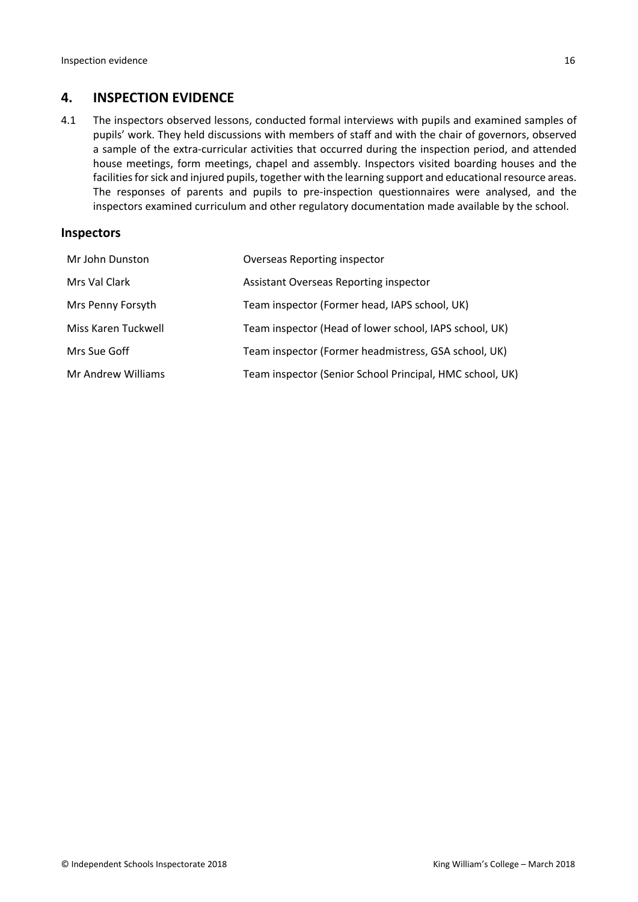## 4. INSPECTION EVIDENCE

4.1 The inspectors observed lessons, conducted formal interviews with pupils and examined samples of pupils' work. They held discussions with members of staff and with the chair of governors, observed a sample of the extra-curricular activities that occurred during the inspection period, and attended house meetings, form meetings, chapel and assembly. Inspectors visited boarding houses and the facilities for sick and injured pupils, together with the learning support and educational resource areas. The responses of parents and pupils to pre-inspection questionnaires were analysed, and the inspectors examined curriculum and other regulatory documentation made available by the school.

### Inspectors

| | |
|---|---|
| Mr John Dunston | Overseas Reporting inspector |
| Mrs Val Clark | Assistant Overseas Reporting inspector |
| Mrs Penny Forsyth | Team inspector (Former head, IAPS school, UK) |
| Miss Karen Tuckwell | Team inspector (Head of lower school, IAPS school, UK) |
| Mrs Sue Goff | Team inspector (Former headmistress, GSA school, UK) |
| Mr Andrew Williams | Team inspector (Senior School Principal, HMC school, UK) |